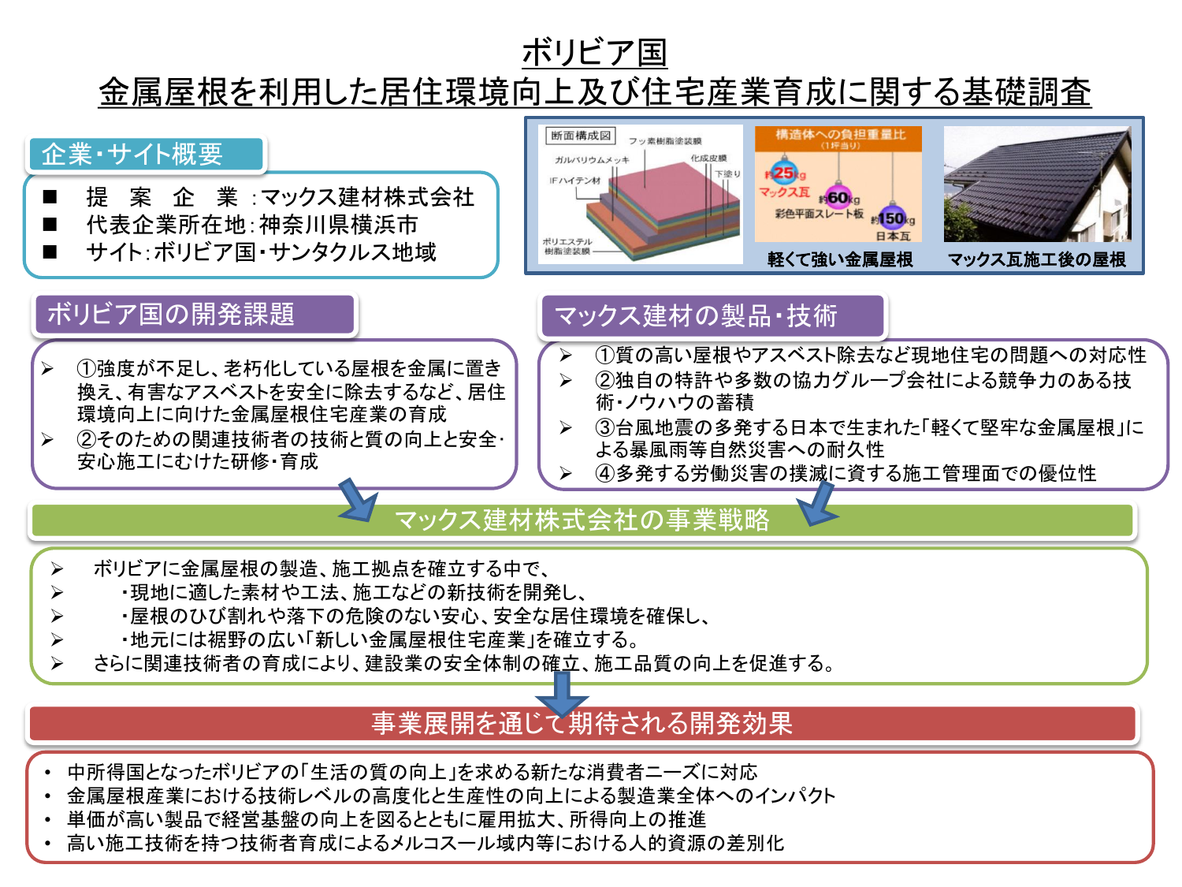# ボリビア国
# 金属屋根を利用した居住環境向上及び住宅産業育成に関する基礎調査

## 企業・サイト概要

- ■ 提　案　企　業：マックス建材株式会社
- ■ 代表企業所在地：神奈川県横浜市
- ■ サイト：ボリビア国・サンタクルス地域

軽くて強い金属屋根

マックス瓦施工後の屋根

## ボリビア国の開発課題

- ➢ ①強度が不足し、老朽化している屋根を金属に置き換え、有害なアスベストを安全に除去するなど、居住環境向上に向けた金属屋根住宅産業の育成
- ➢ ②そのための関連技術者の技術と質の向上と安全・安心施工にむけた研修・育成

## マックス建材の製品・技術

- ➢ ①質の高い屋根やアスベスト除去など現地住宅の問題への対応性
- ➢ ②独自の特許や多数の協力グループ会社による競争力のある技術・ノウハウの蓄積
- ➢ ③台風地震の多発する日本で生まれた「軽くて堅牢な金属屋根」による暴風雨等自然災害への耐久性
- ➢ ④多発する労働災害の撲滅に資する施工管理面での優位性

## マックス建材株式会社の事業戦略

- ➢ ボリビアに金属屋根の製造、施工拠点を確立する中で、
- ➢ 　・現地に適した素材や工法、施工などの新技術を開発し、
- ➢ 　・屋根のひび割れや落下の危険のない安心、安全な居住環境を確保し、
- ➢ 　・地元には裾野の広い「新しい金属屋根住宅産業」を確立する。
- ➢ さらに関連技術者の育成により、建設業の安全体制の確立、施工品質の向上を促進する。

## 事業展開を通じて期待される開発効果

- 中所得国となったボリビアの「生活の質の向上」を求める新たな消費者ニーズに対応
- 金属屋根産業における技術レベルの高度化と生産性の向上による製造業全体へのインパクト
- 単価が高い製品で経営基盤の向上を図るとともに雇用拡大、所得向上の推進
- 高い施工技術を持つ技術者育成によるメルコスール域内等における人的資源の差別化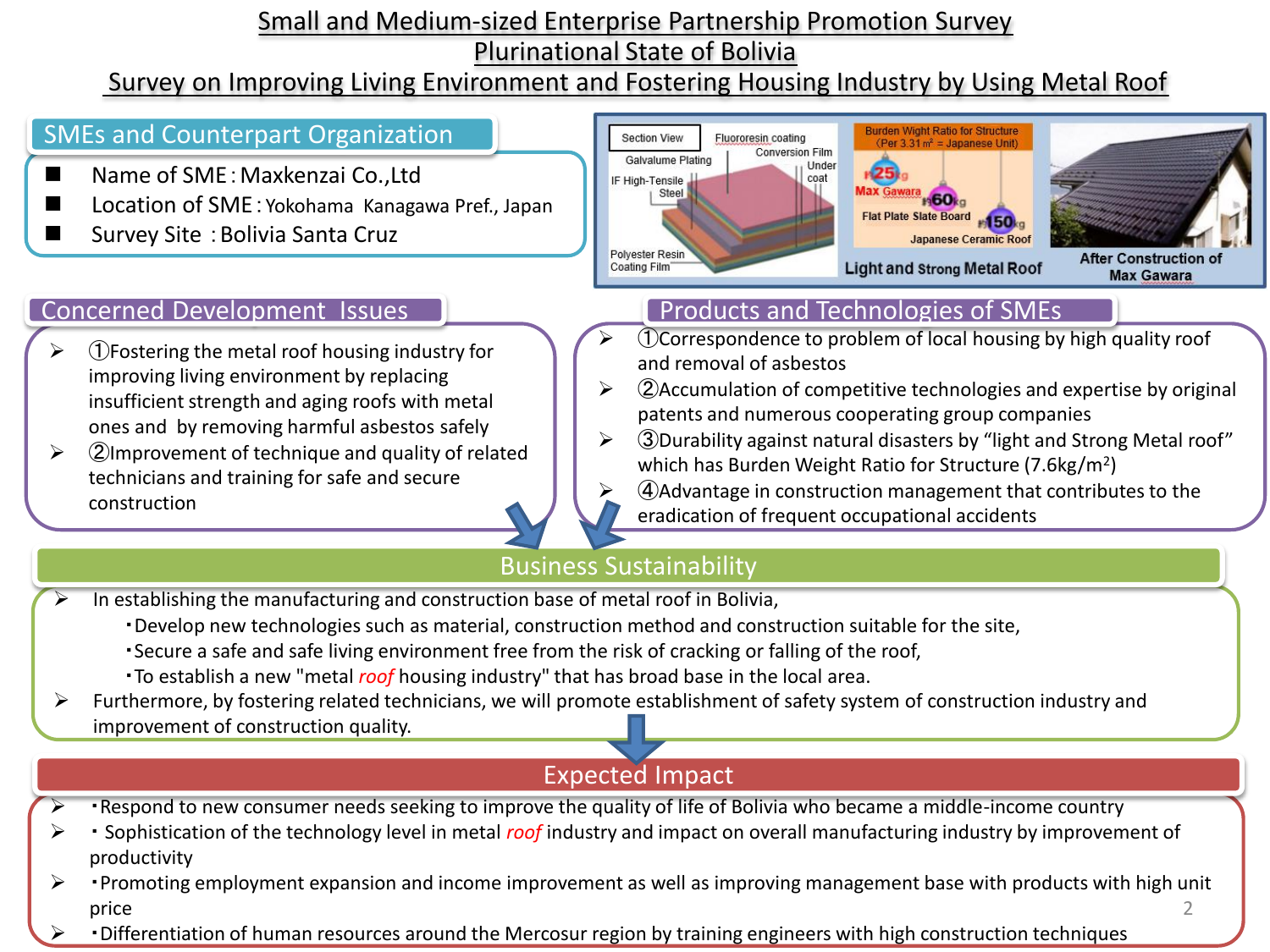# Small and Medium-sized Enterprise Partnership Promotion Survey
# Plurinational State of Bolivia
# Survey on Improving Living Environment and Fostering Housing Industry by Using Metal Roof

## SMEs and Counterpart Organization

- Name of SME : Maxkenzai Co.,Ltd
- Location of SME : Yokohama Kanagawa Pref., Japan
- Survey Site : Bolivia Santa Cruz

Section View
Fluororesin coating
Conversion Film
Galvalume Plating
Under coat
IF High-Tensile Steel
Polyester Resin Coating Film

Burden Wight Ratio for Structure (Per 3.31 m² = Japanese Unit)
25kg Max Gawara
60kg Flat Plate Slate Board
150kg Japanese Ceramic Roof
Light and Strong Metal Roof

After Construction of Max Gawara

## Concerned Development Issues

- ①Fostering the metal roof housing industry for improving living environment by replacing insufficient strength and aging roofs with metal ones and by removing harmful asbestos safely
- ②Improvement of technique and quality of related technicians and training for safe and secure construction

## Products and Technologies of SMEs

- ①Correspondence to problem of local housing by high quality roof and removal of asbestos
- ②Accumulation of competitive technologies and expertise by original patents and numerous cooperating group companies
- ③Durability against natural disasters by "light and Strong Metal roof" which has Burden Weight Ratio for Structure (7.6kg/m$^2$)
- ④Advantage in construction management that contributes to the eradication of frequent occupational accidents

## Business Sustainability

- In establishing the manufacturing and construction base of metal roof in Bolivia,
  - ・Develop new technologies such as material, construction method and construction suitable for the site,
  - ・Secure a safe and safe living environment free from the risk of cracking or falling of the roof,
  - ・To establish a new "metal *roof* housing industry" that has broad base in the local area.
- Furthermore, by fostering related technicians, we will promote establishment of safety system of construction industry and improvement of construction quality.

## Expected Impact

- ・Respond to new consumer needs seeking to improve the quality of life of Bolivia who became a middle-income country
- ・Sophistication of the technology level in metal *roof* industry and impact on overall manufacturing industry by improvement of productivity
- ・Promoting employment expansion and income improvement as well as improving management base with products with high unit price
- ・Differentiation of human resources around the Mercosur region by training engineers with high construction techniques